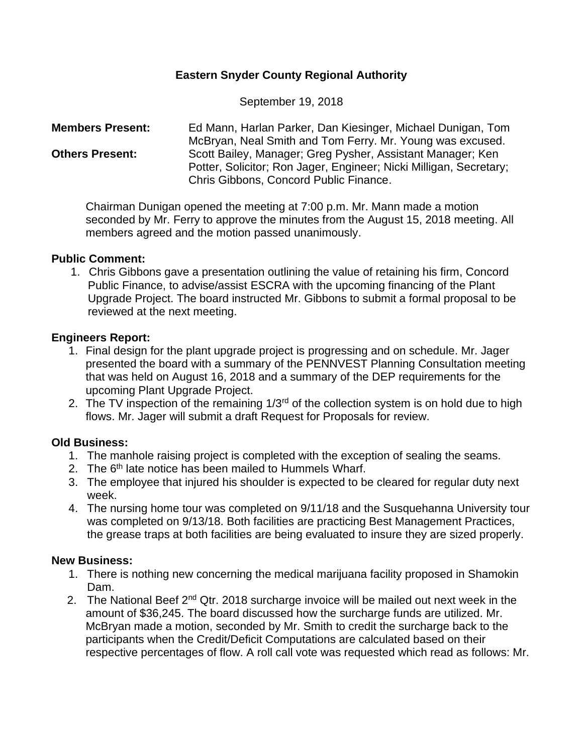# Eastern Snyder County Regional Authority

September 19, 2018

**Members Present:** Ed Mann, Harlan Parker, Dan Kiesinger, Michael Dunigan, Tom McBryan, Neal Smith and Tom Ferry. Mr. Young was excused.

**Others Present:** Scott Bailey, Manager; Greg Pysher, Assistant Manager; Ken Potter, Solicitor; Ron Jager, Engineer; Nicki Milligan, Secretary; Chris Gibbons, Concord Public Finance.

Chairman Dunigan opened the meeting at 7:00 p.m. Mr. Mann made a motion seconded by Mr. Ferry to approve the minutes from the August 15, 2018 meeting. All members agreed and the motion passed unanimously.

**Public Comment:**

1. Chris Gibbons gave a presentation outlining the value of retaining his firm, Concord Public Finance, to advise/assist ESCRA with the upcoming financing of the Plant Upgrade Project. The board instructed Mr. Gibbons to submit a formal proposal to be reviewed at the next meeting.

**Engineers Report:**

1. Final design for the plant upgrade project is progressing and on schedule. Mr. Jager presented the board with a summary of the PENNVEST Planning Consultation meeting that was held on August 16, 2018 and a summary of the DEP requirements for the upcoming Plant Upgrade Project.
2. The TV inspection of the remaining 1/3rd of the collection system is on hold due to high flows. Mr. Jager will submit a draft Request for Proposals for review.

**Old Business:**

1. The manhole raising project is completed with the exception of sealing the seams.
2. The 6th late notice has been mailed to Hummels Wharf.
3. The employee that injured his shoulder is expected to be cleared for regular duty next week.
4. The nursing home tour was completed on 9/11/18 and the Susquehanna University tour was completed on 9/13/18. Both facilities are practicing Best Management Practices, the grease traps at both facilities are being evaluated to insure they are sized properly.

**New Business:**

1. There is nothing new concerning the medical marijuana facility proposed in Shamokin Dam.
2. The National Beef 2nd Qtr. 2018 surcharge invoice will be mailed out next week in the amount of $36,245. The board discussed how the surcharge funds are utilized. Mr. McBryan made a motion, seconded by Mr. Smith to credit the surcharge back to the participants when the Credit/Deficit Computations are calculated based on their respective percentages of flow. A roll call vote was requested which read as follows: Mr.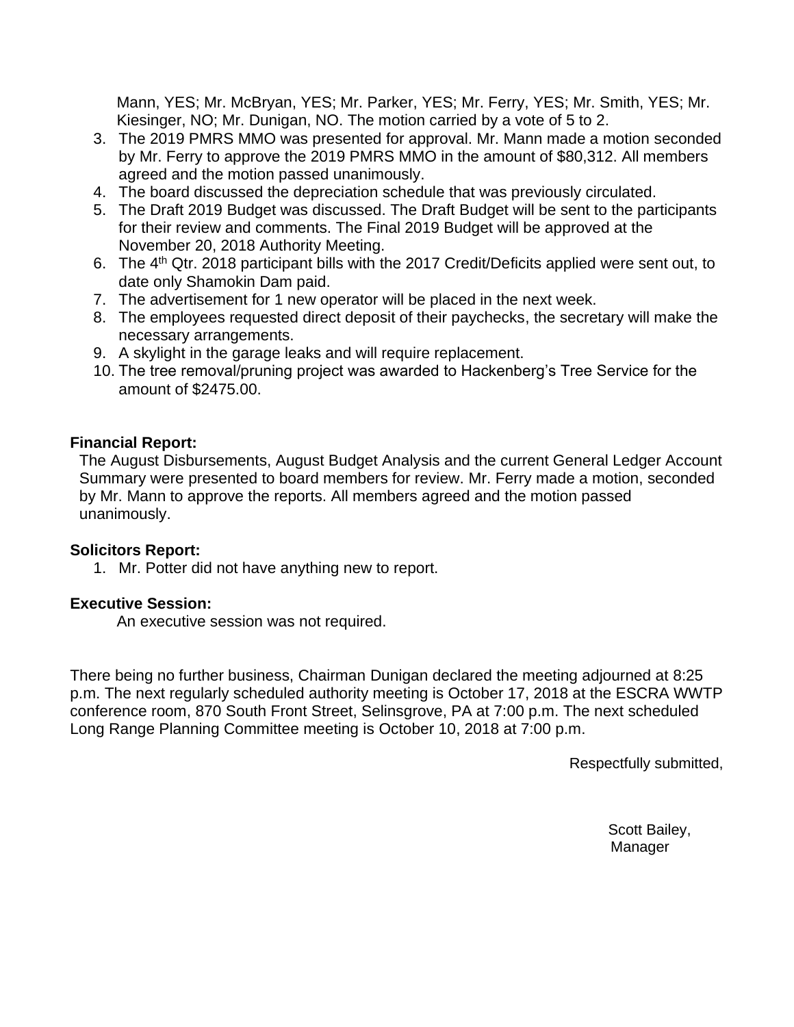Mann, YES; Mr. McBryan, YES; Mr. Parker, YES; Mr. Ferry, YES; Mr. Smith, YES; Mr. Kiesinger, NO; Mr. Dunigan, NO. The motion carried by a vote of 5 to 2.

3. The 2019 PMRS MMO was presented for approval. Mr. Mann made a motion seconded by Mr. Ferry to approve the 2019 PMRS MMO in the amount of $80,312. All members agreed and the motion passed unanimously.
4. The board discussed the depreciation schedule that was previously circulated.
5. The Draft 2019 Budget was discussed. The Draft Budget will be sent to the participants for their review and comments. The Final 2019 Budget will be approved at the November 20, 2018 Authority Meeting.
6. The 4th Qtr. 2018 participant bills with the 2017 Credit/Deficits applied were sent out, to date only Shamokin Dam paid.
7. The advertisement for 1 new operator will be placed in the next week.
8. The employees requested direct deposit of their paychecks, the secretary will make the necessary arrangements.
9. A skylight in the garage leaks and will require replacement.
10. The tree removal/pruning project was awarded to Hackenberg's Tree Service for the amount of $2475.00.

**Financial Report:**

The August Disbursements, August Budget Analysis and the current General Ledger Account Summary were presented to board members for review. Mr. Ferry made a motion, seconded by Mr. Mann to approve the reports. All members agreed and the motion passed unanimously.

**Solicitors Report:**

1. Mr. Potter did not have anything new to report.

**Executive Session:**

An executive session was not required.

There being no further business, Chairman Dunigan declared the meeting adjourned at 8:25 p.m. The next regularly scheduled authority meeting is October 17, 2018 at the ESCRA WWTP conference room, 870 South Front Street, Selinsgrove, PA at 7:00 p.m. The next scheduled Long Range Planning Committee meeting is October 10, 2018 at 7:00 p.m.

Respectfully submitted,

Scott Bailey,
Manager